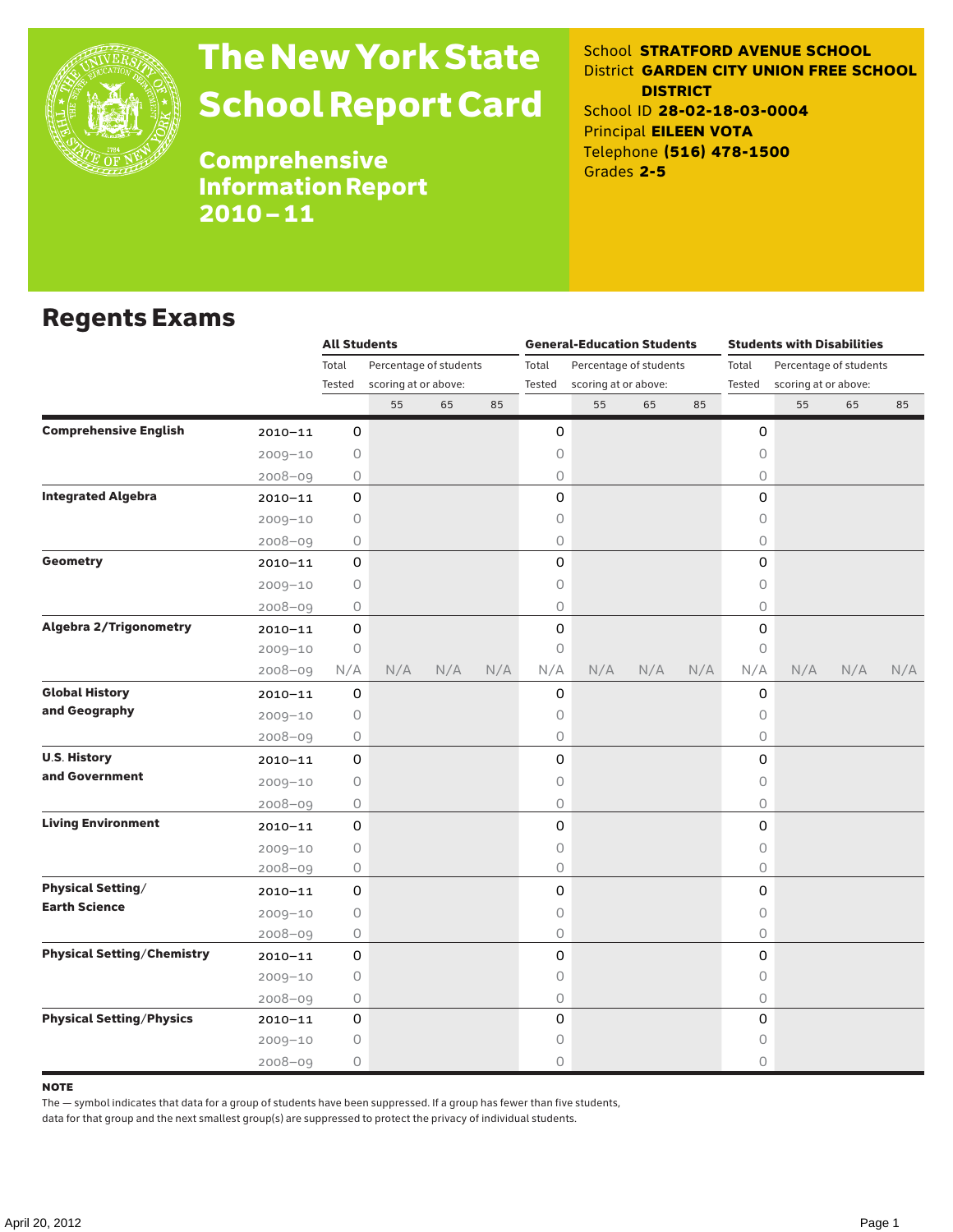# The New York State School Report Card

## Comprehensive Information Report 2010–11

School **STRATFORD AVENUE SCHOOL**
District **GARDEN CITY UNION FREE SCHOOL DISTRICT**
School ID **28-02-18-03-0004**
Principal **EILEEN VOTA**
Telephone **(516) 478-1500**
Grades **2-5**

## Regents Exams

| | | All Students | | | | General-Education Students | | | | Students with Disabilities | | | |
|---|---|---|---|---|---|---|---|---|---|---|---|---|---|
| | | Total Tested | Percentage of students scoring at or above: | | | Total Tested | Percentage of students scoring at or above: | | | Total Tested | Percentage of students scoring at or above: | | |
| | | | 55 | 65 | 85 | | 55 | 65 | 85 | | 55 | 65 | 85 |
| **Comprehensive English** | 2010–11 | 0 | | | | 0 | | | | 0 | | | |
| | 2009–10 | 0 | | | | 0 | | | | 0 | | | |
| | 2008–09 | 0 | | | | 0 | | | | 0 | | | |
| **Integrated Algebra** | 2010–11 | 0 | | | | 0 | | | | 0 | | | |
| | 2009–10 | 0 | | | | 0 | | | | 0 | | | |
| | 2008–09 | 0 | | | | 0 | | | | 0 | | | |
| **Geometry** | 2010–11 | 0 | | | | 0 | | | | 0 | | | |
| | 2009–10 | 0 | | | | 0 | | | | 0 | | | |
| | 2008–09 | 0 | | | | 0 | | | | 0 | | | |
| **Algebra 2/Trigonometry** | 2010–11 | 0 | | | | 0 | | | | 0 | | | |
| | 2009–10 | 0 | | | | 0 | | | | 0 | | | |
| | 2008–09 | N/A | N/A | N/A | N/A | N/A | N/A | N/A | N/A | N/A | N/A | N/A | N/A |
| **Global History and Geography** | 2010–11 | 0 | | | | 0 | | | | 0 | | | |
| | 2009–10 | 0 | | | | 0 | | | | 0 | | | |
| | 2008–09 | 0 | | | | 0 | | | | 0 | | | |
| **U.S. History and Government** | 2010–11 | 0 | | | | 0 | | | | 0 | | | |
| | 2009–10 | 0 | | | | 0 | | | | 0 | | | |
| | 2008–09 | 0 | | | | 0 | | | | 0 | | | |
| **Living Environment** | 2010–11 | 0 | | | | 0 | | | | 0 | | | |
| | 2009–10 | 0 | | | | 0 | | | | 0 | | | |
| | 2008–09 | 0 | | | | 0 | | | | 0 | | | |
| **Physical Setting/ Earth Science** | 2010–11 | 0 | | | | 0 | | | | 0 | | | |
| | 2009–10 | 0 | | | | 0 | | | | 0 | | | |
| | 2008–09 | 0 | | | | 0 | | | | 0 | | | |
| **Physical Setting/Chemistry** | 2010–11 | 0 | | | | 0 | | | | 0 | | | |
| | 2009–10 | 0 | | | | 0 | | | | 0 | | | |
| | 2008–09 | 0 | | | | 0 | | | | 0 | | | |
| **Physical Setting/Physics** | 2010–11 | 0 | | | | 0 | | | | 0 | | | |
| | 2009–10 | 0 | | | | 0 | | | | 0 | | | |
| | 2008–09 | 0 | | | | 0 | | | | 0 | | | |

**NOTE**

The — symbol indicates that data for a group of students have been suppressed. If a group has fewer than five students, data for that group and the next smallest group(s) are suppressed to protect the privacy of individual students.

April 20, 2012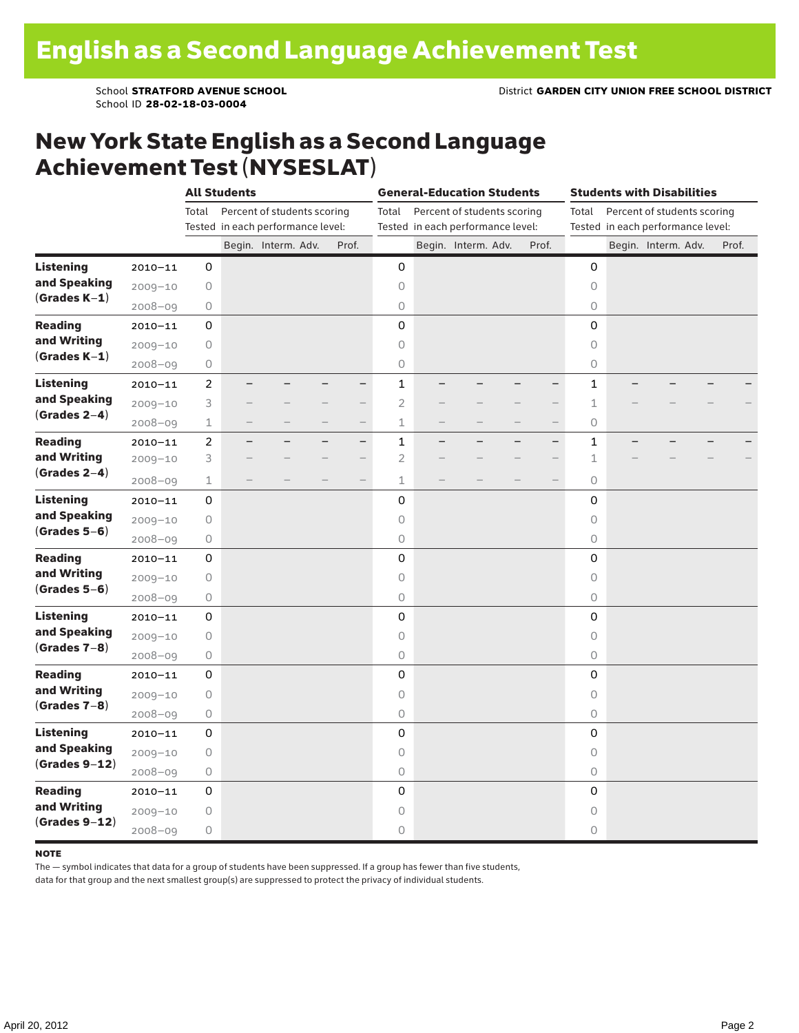# English as a Second Language Achievement Test

School **STRATFORD AVENUE SCHOOL** District **GARDEN CITY UNION FREE SCHOOL DISTRICT**
School ID **28-02-18-03-0004**

## New York State English as a Second Language Achievement Test (NYSESLAT)

| | | All Students | | | | | General-Education Students | | | | | Students with Disabilities | | | | |
|---|---|---|---|---|---|---|---|---|---|---|---|---|---|---|---|---|
| | | Total Tested | Percent of students scoring in each performance level: | | | | Total Tested | Percent of students scoring in each performance level: | | | | Total Tested | Percent of students scoring in each performance level: | | | |
| | | | Begin. | Interm. | Adv. | Prof. | | Begin. | Interm. | Adv. | Prof. | | Begin. | Interm. | Adv. | Prof. |
| **Listening and Speaking (Grades K–1)** | 2010–11 | 0 | | | | | 0 | | | | | 0 | | | | |
| | 2009–10 | 0 | | | | | 0 | | | | | 0 | | | | |
| | 2008–09 | 0 | | | | | 0 | | | | | 0 | | | | |
| **Reading and Writing (Grades K–1)** | 2010–11 | 0 | | | | | 0 | | | | | 0 | | | | |
| | 2009–10 | 0 | | | | | 0 | | | | | 0 | | | | |
| | 2008–09 | 0 | | | | | 0 | | | | | 0 | | | | |
| **Listening and Speaking (Grades 2–4)** | 2010–11 | 2 | – | – | – | – | 1 | – | – | – | – | 1 | – | – | – | – |
| | 2009–10 | 3 | – | – | – | – | 2 | – | – | – | – | 1 | – | – | – | – |
| | 2008–09 | 1 | – | – | – | – | 1 | – | – | – | – | 0 | | | | |
| **Reading and Writing (Grades 2–4)** | 2010–11 | 2 | – | – | – | – | 1 | – | – | – | – | 1 | – | – | – | – |
| | 2009–10 | 3 | – | – | – | – | 2 | – | – | – | – | 1 | – | – | – | – |
| | 2008–09 | 1 | – | – | – | – | 1 | – | – | – | – | 0 | | | | |
| **Listening and Speaking (Grades 5–6)** | 2010–11 | 0 | | | | | 0 | | | | | 0 | | | | |
| | 2009–10 | 0 | | | | | 0 | | | | | 0 | | | | |
| | 2008–09 | 0 | | | | | 0 | | | | | 0 | | | | |
| **Reading and Writing (Grades 5–6)** | 2010–11 | 0 | | | | | 0 | | | | | 0 | | | | |
| | 2009–10 | 0 | | | | | 0 | | | | | 0 | | | | |
| | 2008–09 | 0 | | | | | 0 | | | | | 0 | | | | |
| **Listening and Speaking (Grades 7–8)** | 2010–11 | 0 | | | | | 0 | | | | | 0 | | | | |
| | 2009–10 | 0 | | | | | 0 | | | | | 0 | | | | |
| | 2008–09 | 0 | | | | | 0 | | | | | 0 | | | | |
| **Reading and Writing (Grades 7–8)** | 2010–11 | 0 | | | | | 0 | | | | | 0 | | | | |
| | 2009–10 | 0 | | | | | 0 | | | | | 0 | | | | |
| | 2008–09 | 0 | | | | | 0 | | | | | 0 | | | | |
| **Listening and Speaking (Grades 9–12)** | 2010–11 | 0 | | | | | 0 | | | | | 0 | | | | |
| | 2009–10 | 0 | | | | | 0 | | | | | 0 | | | | |
| | 2008–09 | 0 | | | | | 0 | | | | | 0 | | | | |
| **Reading and Writing (Grades 9–12)** | 2010–11 | 0 | | | | | 0 | | | | | 0 | | | | |
| | 2009–10 | 0 | | | | | 0 | | | | | 0 | | | | |
| | 2008–09 | 0 | | | | | 0 | | | | | 0 | | | | |

**NOTE**

The — symbol indicates that data for a group of students have been suppressed. If a group has fewer than five students, data for that group and the next smallest group(s) are suppressed to protect the privacy of individual students.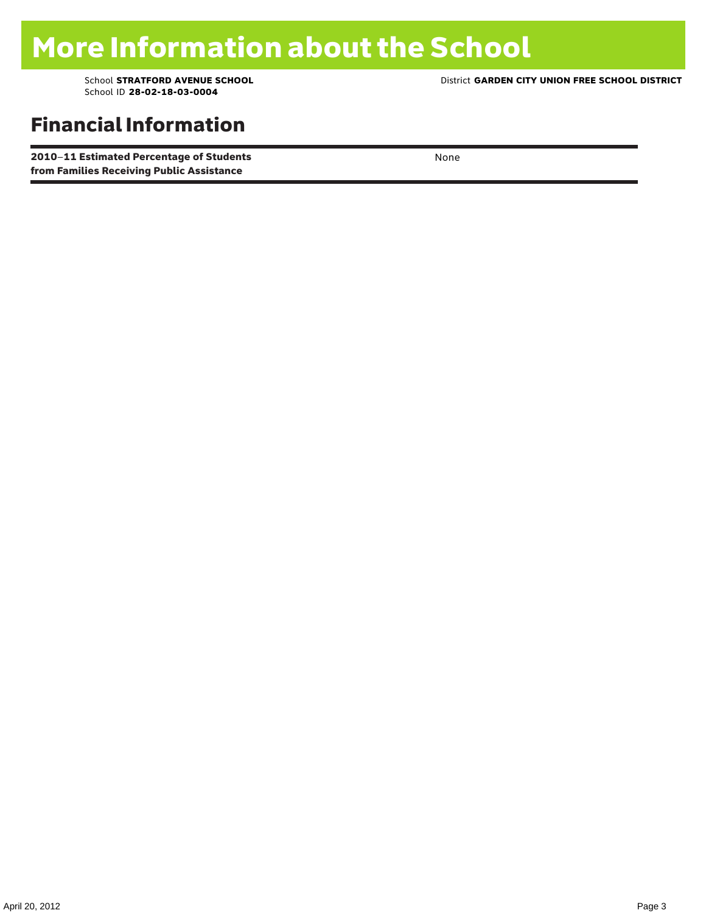# More Information about the School

School **STRATFORD AVENUE SCHOOL**
School ID **28-02-18-03-0004**

District **GARDEN CITY UNION FREE SCHOOL DISTRICT**

## Financial Information

| | |
|---|---|
| **2010–11 Estimated Percentage of Students from Families Receiving Public Assistance** | None |